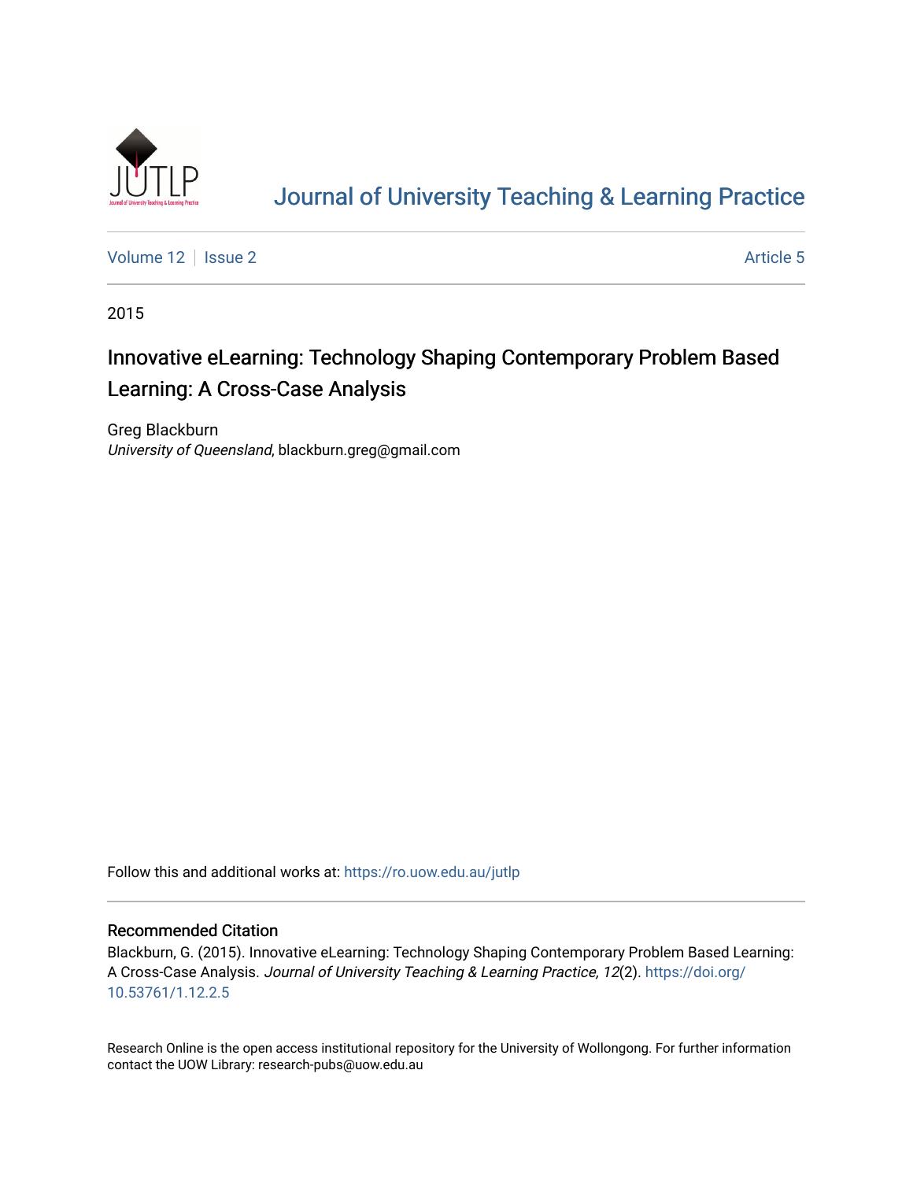# Journal of University Teaching & Learning Practice

Volume 12 | Issue 2 | Article 5

2015

## Innovative eLearning: Technology Shaping Contemporary Problem Based Learning: A Cross-Case Analysis

Greg Blackburn
*University of Queensland*, blackburn.greg@gmail.com

Follow this and additional works at: https://ro.uow.edu.au/jutlp

### Recommended Citation

Blackburn, G. (2015). Innovative eLearning: Technology Shaping Contemporary Problem Based Learning: A Cross-Case Analysis. *Journal of University Teaching & Learning Practice, 12*(2). https://doi.org/10.53761/1.12.2.5

Research Online is the open access institutional repository for the University of Wollongong. For further information contact the UOW Library: research-pubs@uow.edu.au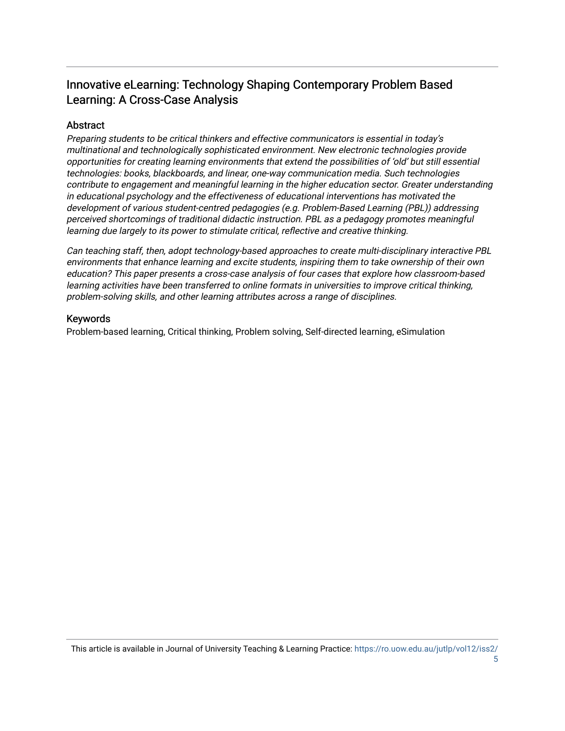# Innovative eLearning: Technology Shaping Contemporary Problem Based Learning: A Cross-Case Analysis

## Abstract

*Preparing students to be critical thinkers and effective communicators is essential in today's multinational and technologically sophisticated environment. New electronic technologies provide opportunities for creating learning environments that extend the possibilities of 'old' but still essential technologies: books, blackboards, and linear, one-way communication media. Such technologies contribute to engagement and meaningful learning in the higher education sector. Greater understanding in educational psychology and the effectiveness of educational interventions has motivated the development of various student-centred pedagogies (e.g. Problem-Based Learning (PBL)) addressing perceived shortcomings of traditional didactic instruction. PBL as a pedagogy promotes meaningful learning due largely to its power to stimulate critical, reflective and creative thinking.*

*Can teaching staff, then, adopt technology-based approaches to create multi-disciplinary interactive PBL environments that enhance learning and excite students, inspiring them to take ownership of their own education? This paper presents a cross-case analysis of four cases that explore how classroom-based learning activities have been transferred to online formats in universities to improve critical thinking, problem-solving skills, and other learning attributes across a range of disciplines.*

## Keywords

Problem-based learning, Critical thinking, Problem solving, Self-directed learning, eSimulation

This article is available in Journal of University Teaching & Learning Practice: https://ro.uow.edu.au/jutlp/vol12/iss2/5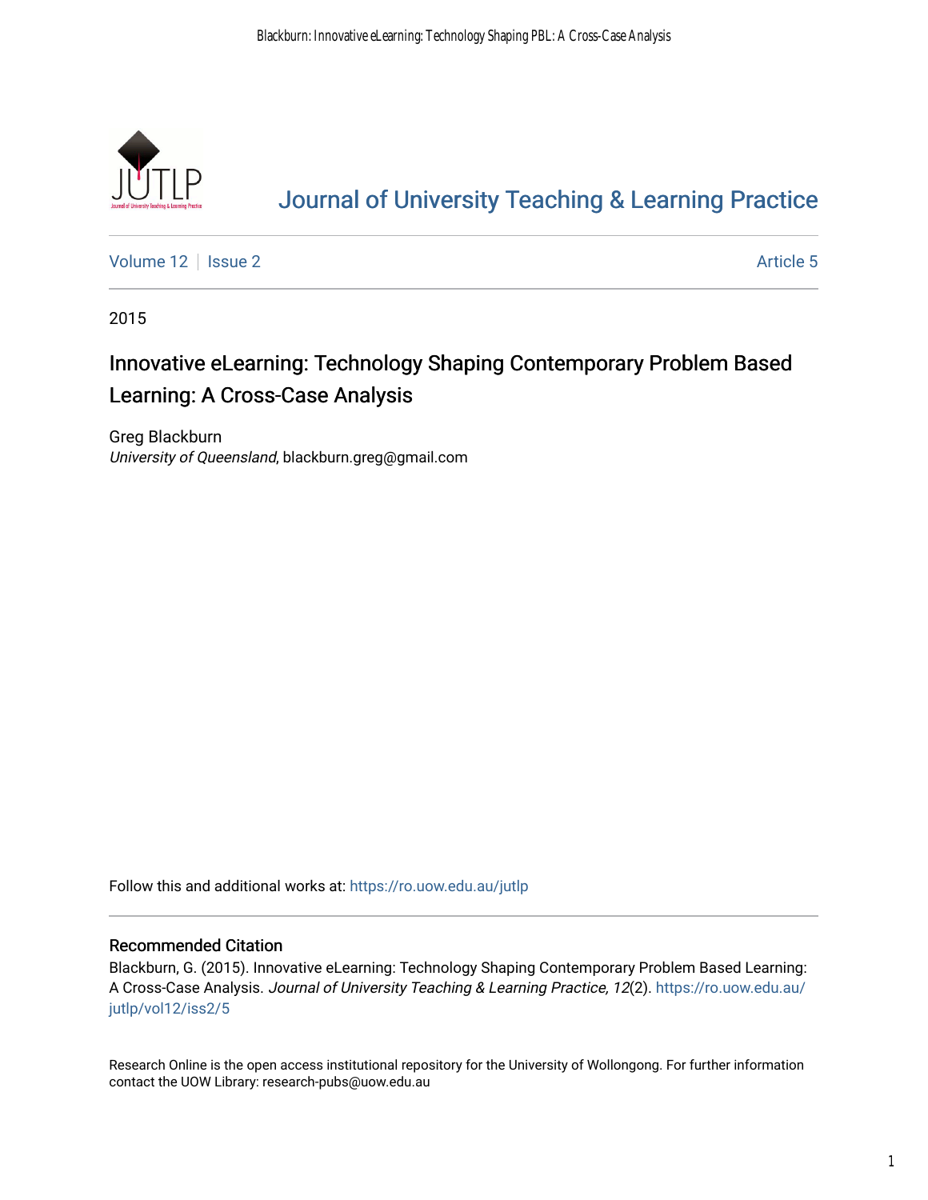# Journal of University Teaching & Learning Practice

Volume 12 | Issue 2 | Article 5

2015

## Innovative eLearning: Technology Shaping Contemporary Problem Based Learning: A Cross-Case Analysis

Greg Blackburn
*University of Queensland*, blackburn.greg@gmail.com

Follow this and additional works at: https://ro.uow.edu.au/jutlp

### Recommended Citation

Blackburn, G. (2015). Innovative eLearning: Technology Shaping Contemporary Problem Based Learning: A Cross-Case Analysis. *Journal of University Teaching & Learning Practice, 12*(2). https://ro.uow.edu.au/jutlp/vol12/iss2/5

Research Online is the open access institutional repository for the University of Wollongong. For further information contact the UOW Library: research-pubs@uow.edu.au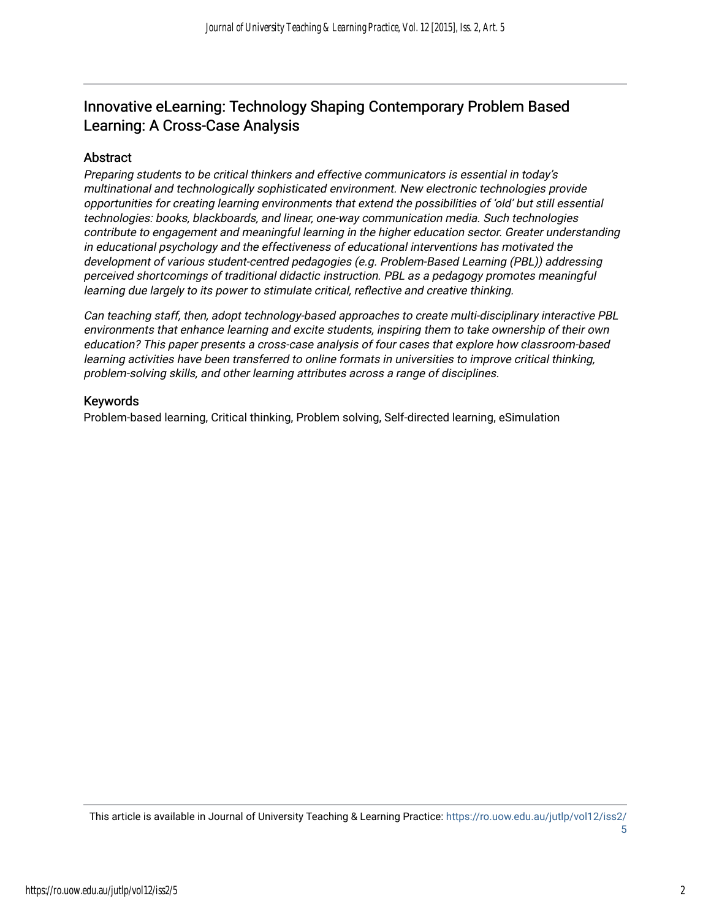## Innovative eLearning: Technology Shaping Contemporary Problem Based Learning: A Cross-Case Analysis

### Abstract

*Preparing students to be critical thinkers and effective communicators is essential in today's multinational and technologically sophisticated environment. New electronic technologies provide opportunities for creating learning environments that extend the possibilities of 'old' but still essential technologies: books, blackboards, and linear, one-way communication media. Such technologies contribute to engagement and meaningful learning in the higher education sector. Greater understanding in educational psychology and the effectiveness of educational interventions has motivated the development of various student-centred pedagogies (e.g. Problem-Based Learning (PBL)) addressing perceived shortcomings of traditional didactic instruction. PBL as a pedagogy promotes meaningful learning due largely to its power to stimulate critical, reflective and creative thinking.*

*Can teaching staff, then, adopt technology-based approaches to create multi-disciplinary interactive PBL environments that enhance learning and excite students, inspiring them to take ownership of their own education? This paper presents a cross-case analysis of four cases that explore how classroom-based learning activities have been transferred to online formats in universities to improve critical thinking, problem-solving skills, and other learning attributes across a range of disciplines.*

### Keywords

Problem-based learning, Critical thinking, Problem solving, Self-directed learning, eSimulation

This article is available in Journal of University Teaching & Learning Practice: https://ro.uow.edu.au/jutlp/vol12/iss2/5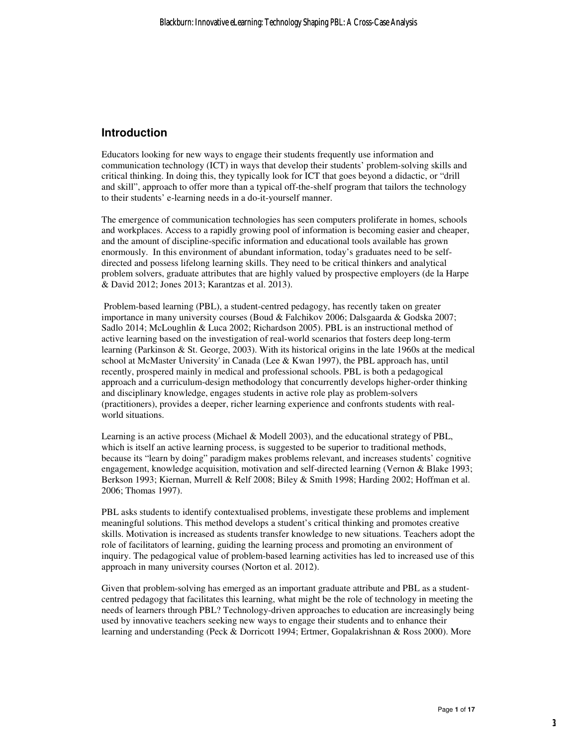## Introduction

Educators looking for new ways to engage their students frequently use information and communication technology (ICT) in ways that develop their students' problem-solving skills and critical thinking. In doing this, they typically look for ICT that goes beyond a didactic, or "drill and skill", approach to offer more than a typical off-the-shelf program that tailors the technology to their students' e-learning needs in a do-it-yourself manner.

The emergence of communication technologies has seen computers proliferate in homes, schools and workplaces. Access to a rapidly growing pool of information is becoming easier and cheaper, and the amount of discipline-specific information and educational tools available has grown enormously. In this environment of abundant information, today's graduates need to be self-directed and possess lifelong learning skills. They need to be critical thinkers and analytical problem solvers, graduate attributes that are highly valued by prospective employers (de la Harpe & David 2012; Jones 2013; Karantzas et al. 2013).

Problem-based learning (PBL), a student-centred pedagogy, has recently taken on greater importance in many university courses (Boud & Falchikov 2006; Dalsgaarda & Godska 2007; Sadlo 2014; McLoughlin & Luca 2002; Richardson 2005). PBL is an instructional method of active learning based on the investigation of real-world scenarios that fosters deep long-term learning (Parkinson & St. George, 2003). With its historical origins in the late 1960s at the medical school at McMaster University' in Canada (Lee & Kwan 1997), the PBL approach has, until recently, prospered mainly in medical and professional schools. PBL is both a pedagogical approach and a curriculum-design methodology that concurrently develops higher-order thinking and disciplinary knowledge, engages students in active role play as problem-solvers (practitioners), provides a deeper, richer learning experience and confronts students with real-world situations.

Learning is an active process (Michael & Modell 2003), and the educational strategy of PBL, which is itself an active learning process, is suggested to be superior to traditional methods, because its "learn by doing" paradigm makes problems relevant, and increases students' cognitive engagement, knowledge acquisition, motivation and self-directed learning (Vernon & Blake 1993; Berkson 1993; Kiernan, Murrell & Relf 2008; Biley & Smith 1998; Harding 2002; Hoffman et al. 2006; Thomas 1997).

PBL asks students to identify contextualised problems, investigate these problems and implement meaningful solutions. This method develops a student's critical thinking and promotes creative skills. Motivation is increased as students transfer knowledge to new situations. Teachers adopt the role of facilitators of learning, guiding the learning process and promoting an environment of inquiry. The pedagogical value of problem-based learning activities has led to increased use of this approach in many university courses (Norton et al. 2012).

Given that problem-solving has emerged as an important graduate attribute and PBL as a student-centred pedagogy that facilitates this learning, what might be the role of technology in meeting the needs of learners through PBL? Technology-driven approaches to education are increasingly being used by innovative teachers seeking new ways to engage their students and to enhance their learning and understanding (Peck & Dorricott 1994; Ertmer, Gopalakrishnan & Ross 2000). More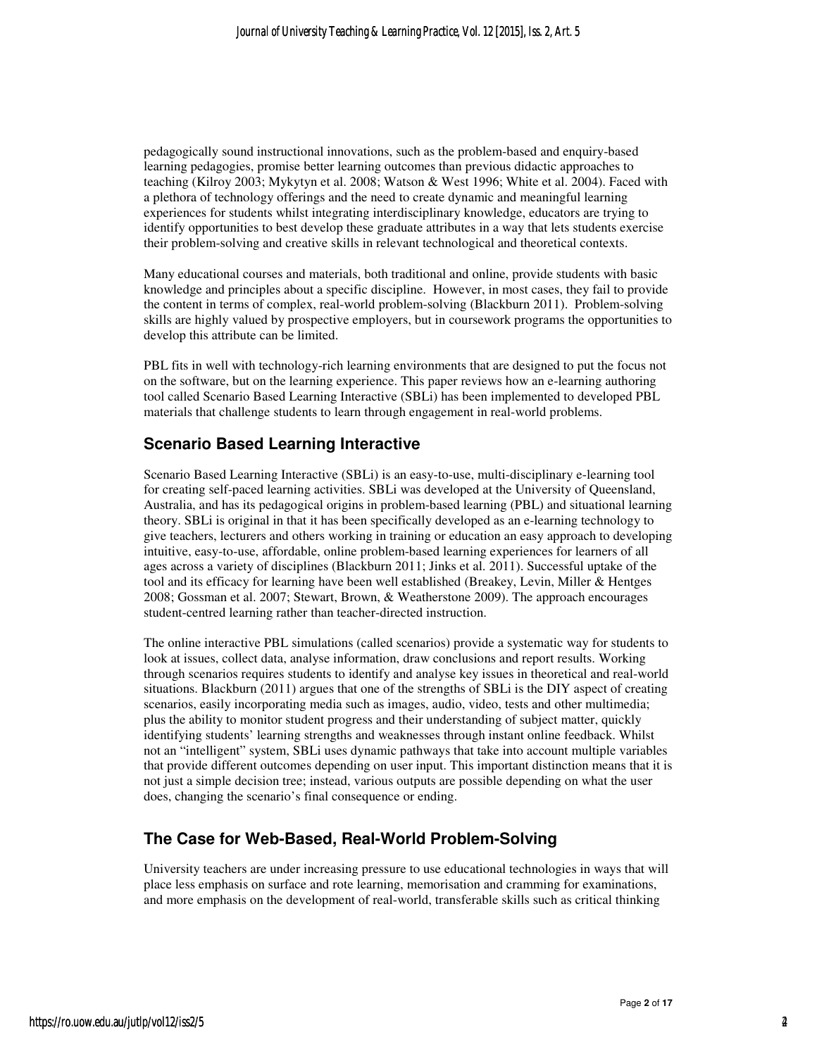pedagogically sound instructional innovations, such as the problem-based and enquiry-based learning pedagogies, promise better learning outcomes than previous didactic approaches to teaching (Kilroy 2003; Mykytyn et al. 2008; Watson & West 1996; White et al. 2004). Faced with a plethora of technology offerings and the need to create dynamic and meaningful learning experiences for students whilst integrating interdisciplinary knowledge, educators are trying to identify opportunities to best develop these graduate attributes in a way that lets students exercise their problem-solving and creative skills in relevant technological and theoretical contexts.

Many educational courses and materials, both traditional and online, provide students with basic knowledge and principles about a specific discipline. However, in most cases, they fail to provide the content in terms of complex, real-world problem-solving (Blackburn 2011). Problem-solving skills are highly valued by prospective employers, but in coursework programs the opportunities to develop this attribute can be limited.

PBL fits in well with technology-rich learning environments that are designed to put the focus not on the software, but on the learning experience. This paper reviews how an e-learning authoring tool called Scenario Based Learning Interactive (SBLi) has been implemented to developed PBL materials that challenge students to learn through engagement in real-world problems.

## Scenario Based Learning Interactive

Scenario Based Learning Interactive (SBLi) is an easy-to-use, multi-disciplinary e-learning tool for creating self-paced learning activities. SBLi was developed at the University of Queensland, Australia, and has its pedagogical origins in problem-based learning (PBL) and situational learning theory. SBLi is original in that it has been specifically developed as an e-learning technology to give teachers, lecturers and others working in training or education an easy approach to developing intuitive, easy-to-use, affordable, online problem-based learning experiences for learners of all ages across a variety of disciplines (Blackburn 2011; Jinks et al. 2011). Successful uptake of the tool and its efficacy for learning have been well established (Breakey, Levin, Miller & Hentges 2008; Gossman et al. 2007; Stewart, Brown, & Weatherstone 2009). The approach encourages student-centred learning rather than teacher-directed instruction.

The online interactive PBL simulations (called scenarios) provide a systematic way for students to look at issues, collect data, analyse information, draw conclusions and report results. Working through scenarios requires students to identify and analyse key issues in theoretical and real-world situations. Blackburn (2011) argues that one of the strengths of SBLi is the DIY aspect of creating scenarios, easily incorporating media such as images, audio, video, tests and other multimedia; plus the ability to monitor student progress and their understanding of subject matter, quickly identifying students' learning strengths and weaknesses through instant online feedback. Whilst not an "intelligent" system, SBLi uses dynamic pathways that take into account multiple variables that provide different outcomes depending on user input. This important distinction means that it is not just a simple decision tree; instead, various outputs are possible depending on what the user does, changing the scenario's final consequence or ending.

## The Case for Web-Based, Real-World Problem-Solving

University teachers are under increasing pressure to use educational technologies in ways that will place less emphasis on surface and rote learning, memorisation and cramming for examinations, and more emphasis on the development of real-world, transferable skills such as critical thinking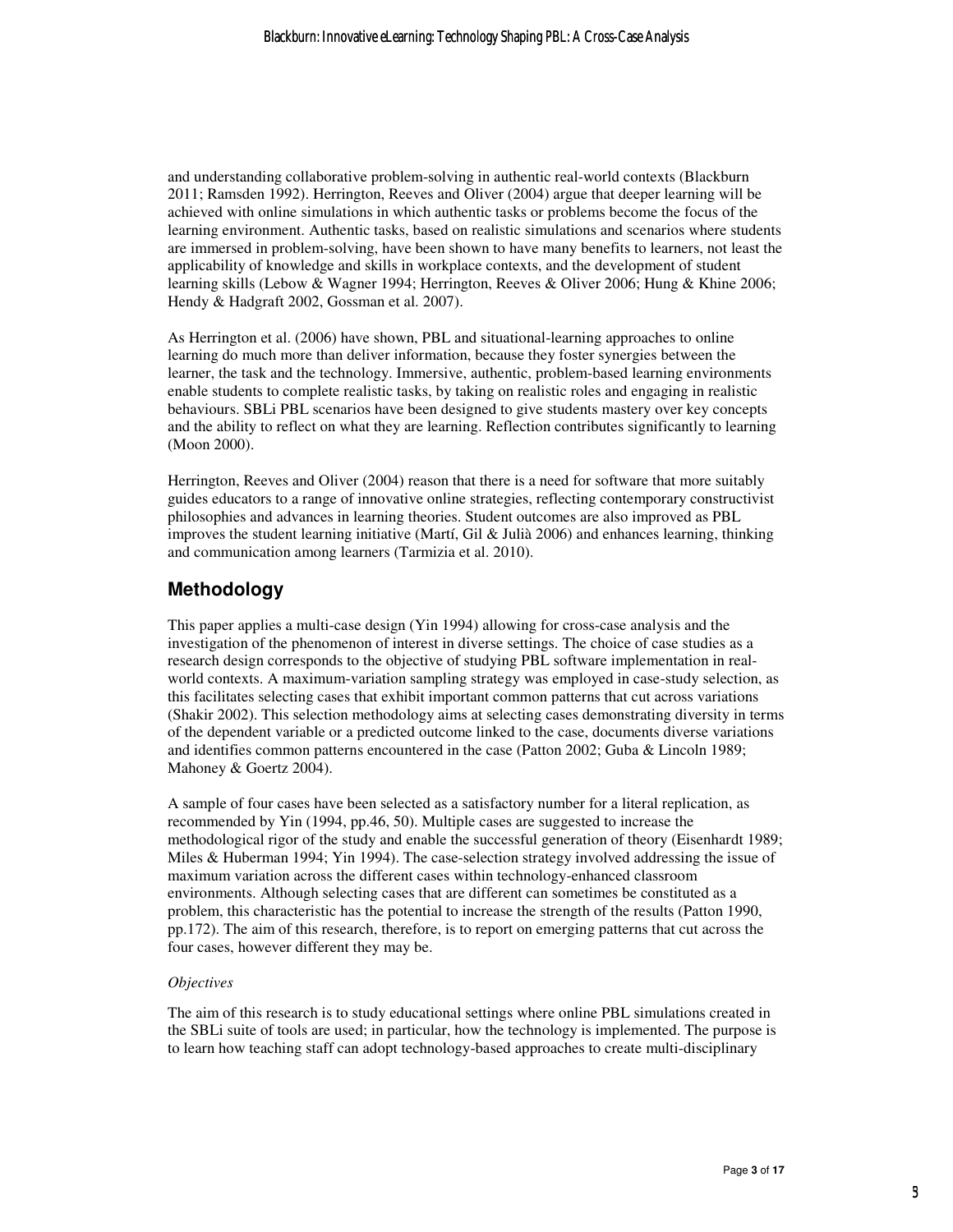and understanding collaborative problem-solving in authentic real-world contexts (Blackburn 2011; Ramsden 1992). Herrington, Reeves and Oliver (2004) argue that deeper learning will be achieved with online simulations in which authentic tasks or problems become the focus of the learning environment. Authentic tasks, based on realistic simulations and scenarios where students are immersed in problem-solving, have been shown to have many benefits to learners, not least the applicability of knowledge and skills in workplace contexts, and the development of student learning skills (Lebow & Wagner 1994; Herrington, Reeves & Oliver 2006; Hung & Khine 2006; Hendy & Hadgraft 2002, Gossman et al. 2007).

As Herrington et al. (2006) have shown, PBL and situational-learning approaches to online learning do much more than deliver information, because they foster synergies between the learner, the task and the technology. Immersive, authentic, problem-based learning environments enable students to complete realistic tasks, by taking on realistic roles and engaging in realistic behaviours. SBLi PBL scenarios have been designed to give students mastery over key concepts and the ability to reflect on what they are learning. Reflection contributes significantly to learning (Moon 2000).

Herrington, Reeves and Oliver (2004) reason that there is a need for software that more suitably guides educators to a range of innovative online strategies, reflecting contemporary constructivist philosophies and advances in learning theories. Student outcomes are also improved as PBL improves the student learning initiative (Martí, Gil & Julià 2006) and enhances learning, thinking and communication among learners (Tarmizia et al. 2010).

## Methodology

This paper applies a multi-case design (Yin 1994) allowing for cross-case analysis and the investigation of the phenomenon of interest in diverse settings. The choice of case studies as a research design corresponds to the objective of studying PBL software implementation in real-world contexts. A maximum-variation sampling strategy was employed in case-study selection, as this facilitates selecting cases that exhibit important common patterns that cut across variations (Shakir 2002). This selection methodology aims at selecting cases demonstrating diversity in terms of the dependent variable or a predicted outcome linked to the case, documents diverse variations and identifies common patterns encountered in the case (Patton 2002; Guba & Lincoln 1989; Mahoney & Goertz 2004).

A sample of four cases have been selected as a satisfactory number for a literal replication, as recommended by Yin (1994, pp.46, 50). Multiple cases are suggested to increase the methodological rigor of the study and enable the successful generation of theory (Eisenhardt 1989; Miles & Huberman 1994; Yin 1994). The case-selection strategy involved addressing the issue of maximum variation across the different cases within technology-enhanced classroom environments. Although selecting cases that are different can sometimes be constituted as a problem, this characteristic has the potential to increase the strength of the results (Patton 1990, pp.172). The aim of this research, therefore, is to report on emerging patterns that cut across the four cases, however different they may be.

*Objectives*

The aim of this research is to study educational settings where online PBL simulations created in the SBLi suite of tools are used; in particular, how the technology is implemented. The purpose is to learn how teaching staff can adopt technology-based approaches to create multi-disciplinary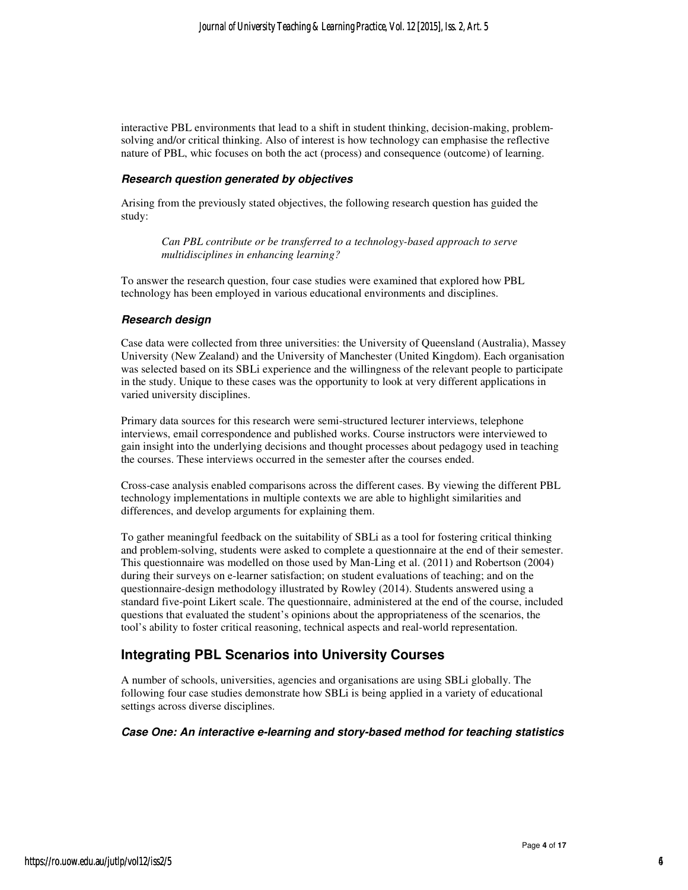interactive PBL environments that lead to a shift in student thinking, decision-making, problem-solving and/or critical thinking. Also of interest is how technology can emphasise the reflective nature of PBL, whic focuses on both the act (process) and consequence (outcome) of learning.

### Research question generated by objectives

Arising from the previously stated objectives, the following research question has guided the study:

> *Can PBL contribute or be transferred to a technology-based approach to serve multidisciplines in enhancing learning?*

To answer the research question, four case studies were examined that explored how PBL technology has been employed in various educational environments and disciplines.

### Research design

Case data were collected from three universities: the University of Queensland (Australia), Massey University (New Zealand) and the University of Manchester (United Kingdom). Each organisation was selected based on its SBLi experience and the willingness of the relevant people to participate in the study. Unique to these cases was the opportunity to look at very different applications in varied university disciplines.

Primary data sources for this research were semi-structured lecturer interviews, telephone interviews, email correspondence and published works. Course instructors were interviewed to gain insight into the underlying decisions and thought processes about pedagogy used in teaching the courses. These interviews occurred in the semester after the courses ended.

Cross-case analysis enabled comparisons across the different cases. By viewing the different PBL technology implementations in multiple contexts we are able to highlight similarities and differences, and develop arguments for explaining them.

To gather meaningful feedback on the suitability of SBLi as a tool for fostering critical thinking and problem-solving, students were asked to complete a questionnaire at the end of their semester. This questionnaire was modelled on those used by Man-Ling et al. (2011) and Robertson (2004) during their surveys on e-learner satisfaction; on student evaluations of teaching; and on the questionnaire-design methodology illustrated by Rowley (2014). Students answered using a standard five-point Likert scale. The questionnaire, administered at the end of the course, included questions that evaluated the student's opinions about the appropriateness of the scenarios, the tool's ability to foster critical reasoning, technical aspects and real-world representation.

## Integrating PBL Scenarios into University Courses

A number of schools, universities, agencies and organisations are using SBLi globally. The following four case studies demonstrate how SBLi is being applied in a variety of educational settings across diverse disciplines.

### Case One: An interactive e-learning and story-based method for teaching statistics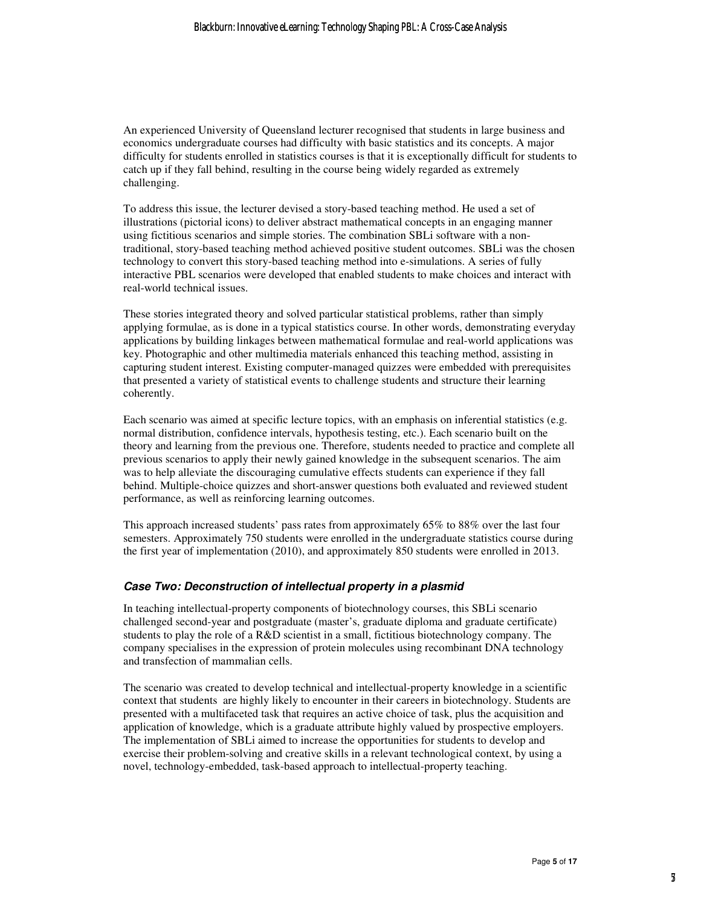An experienced University of Queensland lecturer recognised that students in large business and economics undergraduate courses had difficulty with basic statistics and its concepts. A major difficulty for students enrolled in statistics courses is that it is exceptionally difficult for students to catch up if they fall behind, resulting in the course being widely regarded as extremely challenging.

To address this issue, the lecturer devised a story-based teaching method. He used a set of illustrations (pictorial icons) to deliver abstract mathematical concepts in an engaging manner using fictitious scenarios and simple stories. The combination SBLi software with a non-traditional, story-based teaching method achieved positive student outcomes. SBLi was the chosen technology to convert this story-based teaching method into e-simulations. A series of fully interactive PBL scenarios were developed that enabled students to make choices and interact with real-world technical issues.

These stories integrated theory and solved particular statistical problems, rather than simply applying formulae, as is done in a typical statistics course. In other words, demonstrating everyday applications by building linkages between mathematical formulae and real-world applications was key. Photographic and other multimedia materials enhanced this teaching method, assisting in capturing student interest. Existing computer-managed quizzes were embedded with prerequisites that presented a variety of statistical events to challenge students and structure their learning coherently.

Each scenario was aimed at specific lecture topics, with an emphasis on inferential statistics (e.g. normal distribution, confidence intervals, hypothesis testing, etc.). Each scenario built on the theory and learning from the previous one. Therefore, students needed to practice and complete all previous scenarios to apply their newly gained knowledge in the subsequent scenarios. The aim was to help alleviate the discouraging cumulative effects students can experience if they fall behind. Multiple-choice quizzes and short-answer questions both evaluated and reviewed student performance, as well as reinforcing learning outcomes.

This approach increased students' pass rates from approximately 65% to 88% over the last four semesters. Approximately 750 students were enrolled in the undergraduate statistics course during the first year of implementation (2010), and approximately 850 students were enrolled in 2013.

### *Case Two: Deconstruction of intellectual property in a plasmid*

In teaching intellectual-property components of biotechnology courses, this SBLi scenario challenged second-year and postgraduate (master's, graduate diploma and graduate certificate) students to play the role of a R&D scientist in a small, fictitious biotechnology company. The company specialises in the expression of protein molecules using recombinant DNA technology and transfection of mammalian cells.

The scenario was created to develop technical and intellectual-property knowledge in a scientific context that students are highly likely to encounter in their careers in biotechnology. Students are presented with a multifaceted task that requires an active choice of task, plus the acquisition and application of knowledge, which is a graduate attribute highly valued by prospective employers. The implementation of SBLi aimed to increase the opportunities for students to develop and exercise their problem-solving and creative skills in a relevant technological context, by using a novel, technology-embedded, task-based approach to intellectual-property teaching.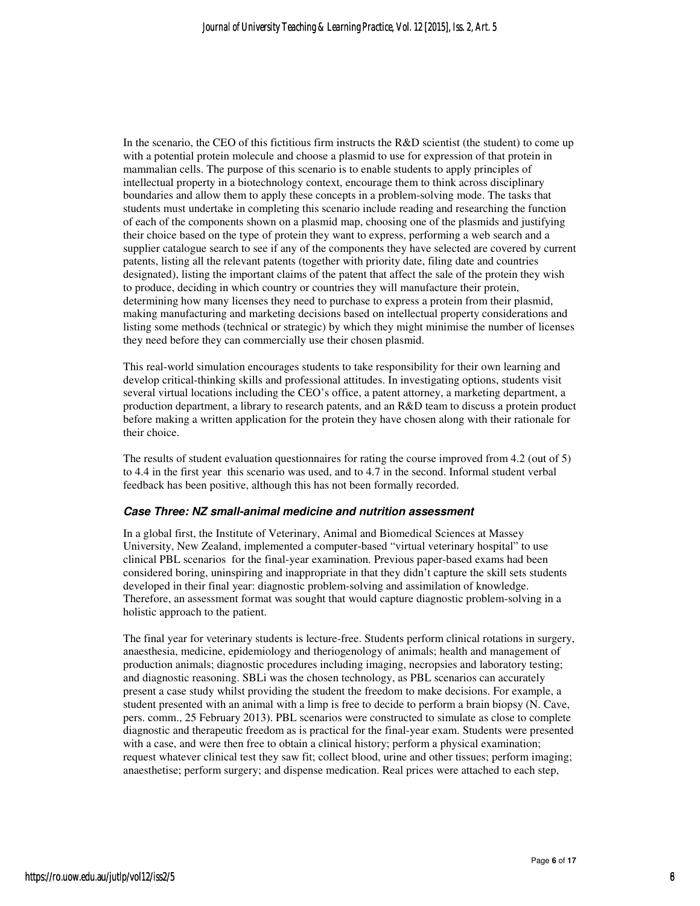In the scenario, the CEO of this fictitious firm instructs the R&D scientist (the student) to come up with a potential protein molecule and choose a plasmid to use for expression of that protein in mammalian cells. The purpose of this scenario is to enable students to apply principles of intellectual property in a biotechnology context, encourage them to think across disciplinary boundaries and allow them to apply these concepts in a problem-solving mode. The tasks that students must undertake in completing this scenario include reading and researching the function of each of the components shown on a plasmid map, choosing one of the plasmids and justifying their choice based on the type of protein they want to express, performing a web search and a supplier catalogue search to see if any of the components they have selected are covered by current patents, listing all the relevant patents (together with priority date, filing date and countries designated), listing the important claims of the patent that affect the sale of the protein they wish to produce, deciding in which country or countries they will manufacture their protein, determining how many licenses they need to purchase to express a protein from their plasmid, making manufacturing and marketing decisions based on intellectual property considerations and listing some methods (technical or strategic) by which they might minimise the number of licenses they need before they can commercially use their chosen plasmid.

This real-world simulation encourages students to take responsibility for their own learning and develop critical-thinking skills and professional attitudes. In investigating options, students visit several virtual locations including the CEO's office, a patent attorney, a marketing department, a production department, a library to research patents, and an R&D team to discuss a protein product before making a written application for the protein they have chosen along with their rationale for their choice.

The results of student evaluation questionnaires for rating the course improved from 4.2 (out of 5) to 4.4 in the first year this scenario was used, and to 4.7 in the second. Informal student verbal feedback has been positive, although this has not been formally recorded.

### *Case Three: NZ small-animal medicine and nutrition assessment*

In a global first, the Institute of Veterinary, Animal and Biomedical Sciences at Massey University, New Zealand, implemented a computer-based "virtual veterinary hospital" to use clinical PBL scenarios for the final-year examination. Previous paper-based exams had been considered boring, uninspiring and inappropriate in that they didn't capture the skill sets students developed in their final year: diagnostic problem-solving and assimilation of knowledge. Therefore, an assessment format was sought that would capture diagnostic problem-solving in a holistic approach to the patient.

The final year for veterinary students is lecture-free. Students perform clinical rotations in surgery, anaesthesia, medicine, epidemiology and theriogenology of animals; health and management of production animals; diagnostic procedures including imaging, necropsies and laboratory testing; and diagnostic reasoning. SBLi was the chosen technology, as PBL scenarios can accurately present a case study whilst providing the student the freedom to make decisions. For example, a student presented with an animal with a limp is free to decide to perform a brain biopsy (N. Cave, pers. comm., 25 February 2013). PBL scenarios were constructed to simulate as close to complete diagnostic and therapeutic freedom as is practical for the final-year exam. Students were presented with a case, and were then free to obtain a clinical history; perform a physical examination; request whatever clinical test they saw fit; collect blood, urine and other tissues; perform imaging; anaesthetise; perform surgery; and dispense medication. Real prices were attached to each step,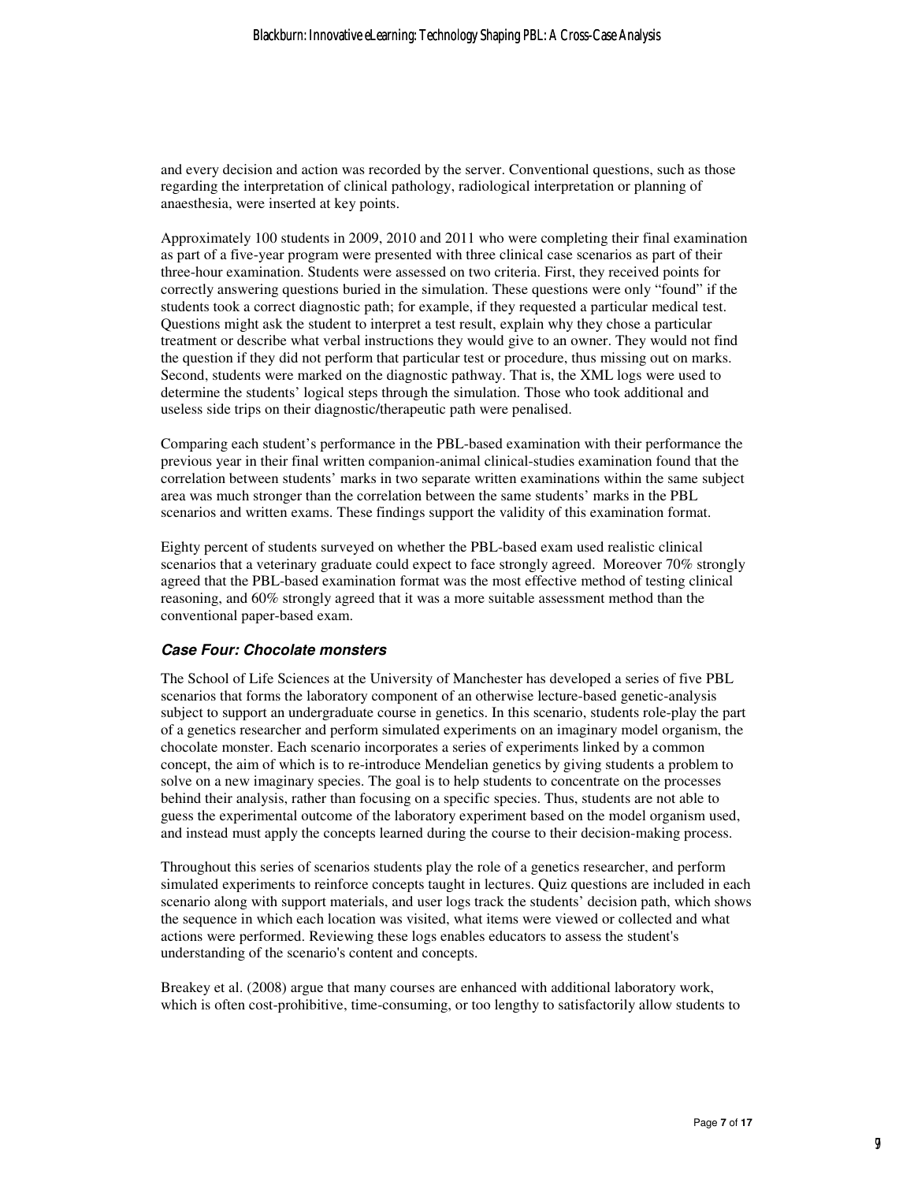and every decision and action was recorded by the server. Conventional questions, such as those regarding the interpretation of clinical pathology, radiological interpretation or planning of anaesthesia, were inserted at key points.

Approximately 100 students in 2009, 2010 and 2011 who were completing their final examination as part of a five-year program were presented with three clinical case scenarios as part of their three-hour examination. Students were assessed on two criteria. First, they received points for correctly answering questions buried in the simulation. These questions were only "found" if the students took a correct diagnostic path; for example, if they requested a particular medical test. Questions might ask the student to interpret a test result, explain why they chose a particular treatment or describe what verbal instructions they would give to an owner. They would not find the question if they did not perform that particular test or procedure, thus missing out on marks. Second, students were marked on the diagnostic pathway. That is, the XML logs were used to determine the students' logical steps through the simulation. Those who took additional and useless side trips on their diagnostic/therapeutic path were penalised.

Comparing each student's performance in the PBL-based examination with their performance the previous year in their final written companion-animal clinical-studies examination found that the correlation between students' marks in two separate written examinations within the same subject area was much stronger than the correlation between the same students' marks in the PBL scenarios and written exams. These findings support the validity of this examination format.

Eighty percent of students surveyed on whether the PBL-based exam used realistic clinical scenarios that a veterinary graduate could expect to face strongly agreed. Moreover 70% strongly agreed that the PBL-based examination format was the most effective method of testing clinical reasoning, and 60% strongly agreed that it was a more suitable assessment method than the conventional paper-based exam.

### *Case Four: Chocolate monsters*

The School of Life Sciences at the University of Manchester has developed a series of five PBL scenarios that forms the laboratory component of an otherwise lecture-based genetic-analysis subject to support an undergraduate course in genetics. In this scenario, students role-play the part of a genetics researcher and perform simulated experiments on an imaginary model organism, the chocolate monster. Each scenario incorporates a series of experiments linked by a common concept, the aim of which is to re-introduce Mendelian genetics by giving students a problem to solve on a new imaginary species. The goal is to help students to concentrate on the processes behind their analysis, rather than focusing on a specific species. Thus, students are not able to guess the experimental outcome of the laboratory experiment based on the model organism used, and instead must apply the concepts learned during the course to their decision-making process.

Throughout this series of scenarios students play the role of a genetics researcher, and perform simulated experiments to reinforce concepts taught in lectures. Quiz questions are included in each scenario along with support materials, and user logs track the students' decision path, which shows the sequence in which each location was visited, what items were viewed or collected and what actions were performed. Reviewing these logs enables educators to assess the student's understanding of the scenario's content and concepts.

Breakey et al. (2008) argue that many courses are enhanced with additional laboratory work, which is often cost-prohibitive, time-consuming, or too lengthy to satisfactorily allow students to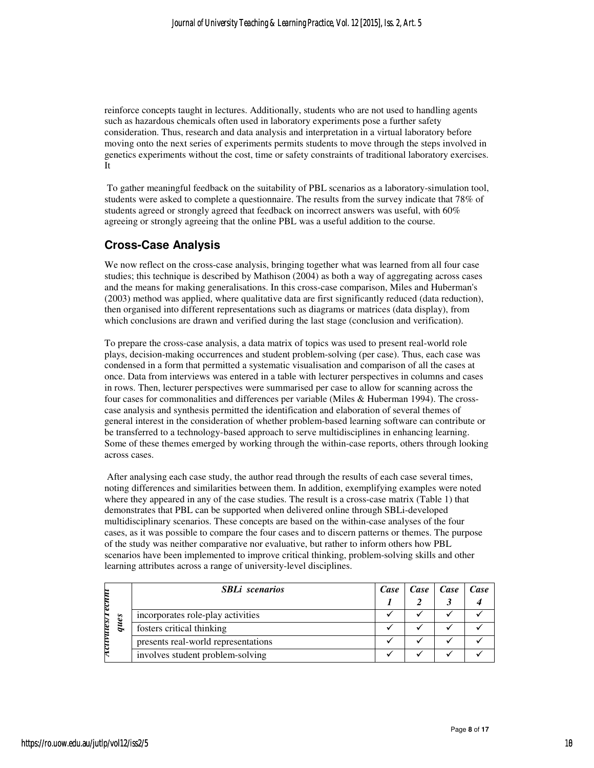reinforce concepts taught in lectures. Additionally, students who are not used to handling agents such as hazardous chemicals often used in laboratory experiments pose a further safety consideration. Thus, research and data analysis and interpretation in a virtual laboratory before moving onto the next series of experiments permits students to move through the steps involved in genetics experiments without the cost, time or safety constraints of traditional laboratory exercises. It

To gather meaningful feedback on the suitability of PBL scenarios as a laboratory-simulation tool, students were asked to complete a questionnaire. The results from the survey indicate that 78% of students agreed or strongly agreed that feedback on incorrect answers was useful, with 60% agreeing or strongly agreeing that the online PBL was a useful addition to the course.

## Cross-Case Analysis

We now reflect on the cross-case analysis, bringing together what was learned from all four case studies; this technique is described by Mathison (2004) as both a way of aggregating across cases and the means for making generalisations. In this cross-case comparison, Miles and Huberman's (2003) method was applied, where qualitative data are first significantly reduced (data reduction), then organised into different representations such as diagrams or matrices (data display), from which conclusions are drawn and verified during the last stage (conclusion and verification).

To prepare the cross-case analysis, a data matrix of topics was used to present real-world role plays, decision-making occurrences and student problem-solving (per case). Thus, each case was condensed in a form that permitted a systematic visualisation and comparison of all the cases at once. Data from interviews was entered in a table with lecturer perspectives in columns and cases in rows. Then, lecturer perspectives were summarised per case to allow for scanning across the four cases for commonalities and differences per variable (Miles & Huberman 1994). The cross-case analysis and synthesis permitted the identification and elaboration of several themes of general interest in the consideration of whether problem-based learning software can contribute or be transferred to a technology-based approach to serve multidisciplines in enhancing learning. Some of these themes emerged by working through the within-case reports, others through looking across cases.

After analysing each case study, the author read through the results of each case several times, noting differences and similarities between them. In addition, exemplifying examples were noted where they appeared in any of the case studies. The result is a cross-case matrix (Table 1) that demonstrates that PBL can be supported when delivered online through SBLi-developed multidisciplinary scenarios. These concepts are based on the within-case analyses of the four cases, as it was possible to compare the four cases and to discern patterns or themes. The purpose of the study was neither comparative nor evaluative, but rather to inform others how PBL scenarios have been implemented to improve critical thinking, problem-solving skills and other learning attributes across a range of university-level disciplines.

| | ***SBLi scenarios*** | ***Case 1*** | ***Case 2*** | ***Case 3*** | ***Case 4*** |
|---|---|---|---|---|---|
| ***Activities/Techniques*** | incorporates role-play activities | ✓ | ✓ | ✓ | ✓ |
| | fosters critical thinking | ✓ | ✓ | ✓ | ✓ |
| | presents real-world representations | ✓ | ✓ | ✓ | ✓ |
| | involves student problem-solving | ✓ | ✓ | ✓ | ✓ |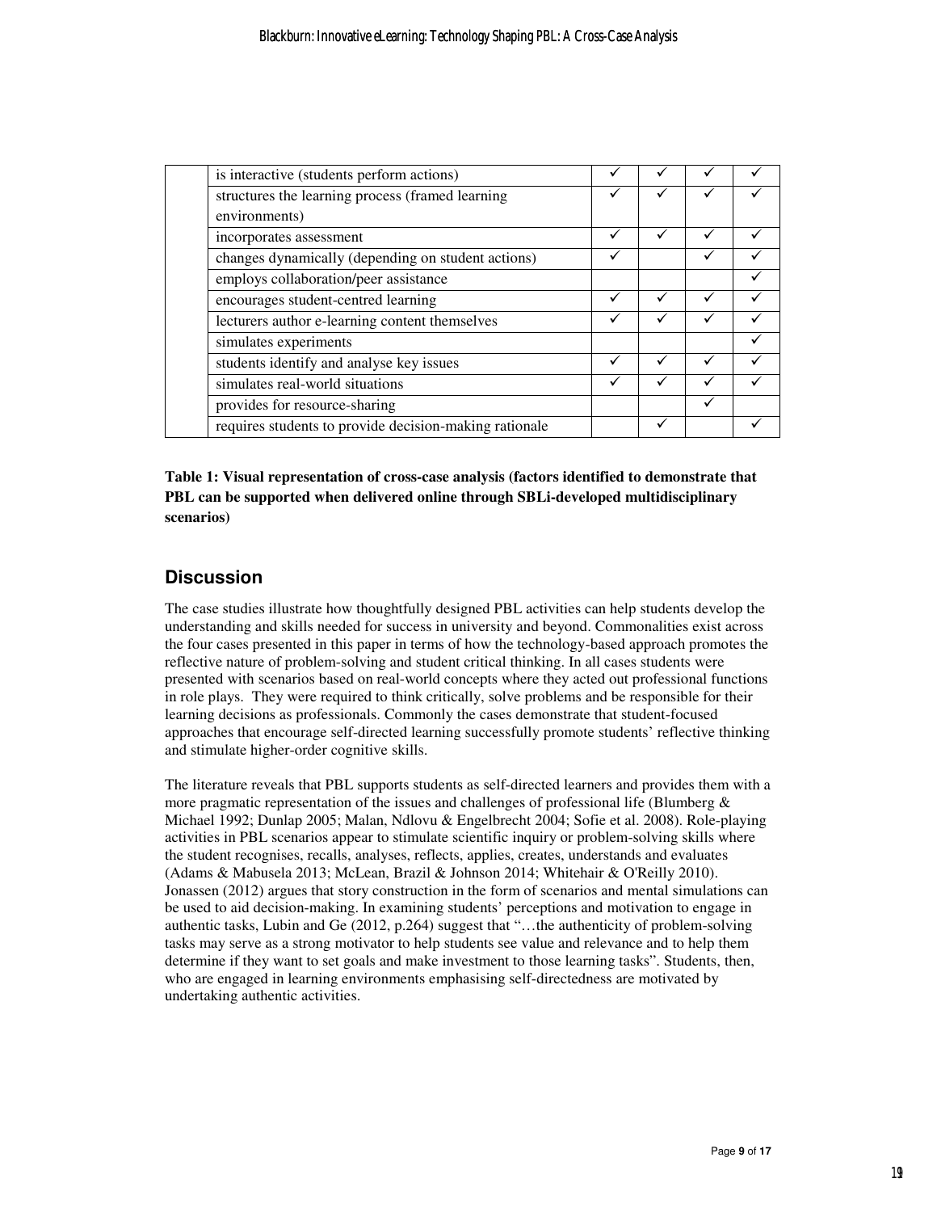| | | | | | |
|---|---|---|---|---|---|
| | is interactive (students perform actions) | ✓ | ✓ | ✓ | ✓ |
| | structures the learning process (framed learning environments) | ✓ | ✓ | ✓ | ✓ |
| | incorporates assessment | ✓ | ✓ | ✓ | ✓ |
| | changes dynamically (depending on student actions) | ✓ | | ✓ | ✓ |
| | employs collaboration/peer assistance | | | | ✓ |
| | encourages student-centred learning | ✓ | ✓ | ✓ | ✓ |
| | lecturers author e-learning content themselves | ✓ | ✓ | ✓ | ✓ |
| | simulates experiments | | | | ✓ |
| | students identify and analyse key issues | ✓ | ✓ | ✓ | ✓ |
| | simulates real-world situations | ✓ | ✓ | ✓ | ✓ |
| | provides for resource-sharing | | | ✓ | |
| | requires students to provide decision-making rationale | | ✓ | | ✓ |

**Table 1: Visual representation of cross-case analysis (factors identified to demonstrate that PBL can be supported when delivered online through SBLi-developed multidisciplinary scenarios)**

## Discussion

The case studies illustrate how thoughtfully designed PBL activities can help students develop the understanding and skills needed for success in university and beyond. Commonalities exist across the four cases presented in this paper in terms of how the technology-based approach promotes the reflective nature of problem-solving and student critical thinking. In all cases students were presented with scenarios based on real-world concepts where they acted out professional functions in role plays. They were required to think critically, solve problems and be responsible for their learning decisions as professionals. Commonly the cases demonstrate that student-focused approaches that encourage self-directed learning successfully promote students' reflective thinking and stimulate higher-order cognitive skills.

The literature reveals that PBL supports students as self-directed learners and provides them with a more pragmatic representation of the issues and challenges of professional life (Blumberg & Michael 1992; Dunlap 2005; Malan, Ndlovu & Engelbrecht 2004; Sofie et al. 2008). Role-playing activities in PBL scenarios appear to stimulate scientific inquiry or problem-solving skills where the student recognises, recalls, analyses, reflects, applies, creates, understands and evaluates (Adams & Mabusela 2013; McLean, Brazil & Johnson 2014; Whitehair & O'Reilly 2010). Jonassen (2012) argues that story construction in the form of scenarios and mental simulations can be used to aid decision-making. In examining students' perceptions and motivation to engage in authentic tasks, Lubin and Ge (2012, p.264) suggest that "…the authenticity of problem-solving tasks may serve as a strong motivator to help students see value and relevance and to help them determine if they want to set goals and make investment to those learning tasks". Students, then, who are engaged in learning environments emphasising self-directedness are motivated by undertaking authentic activities.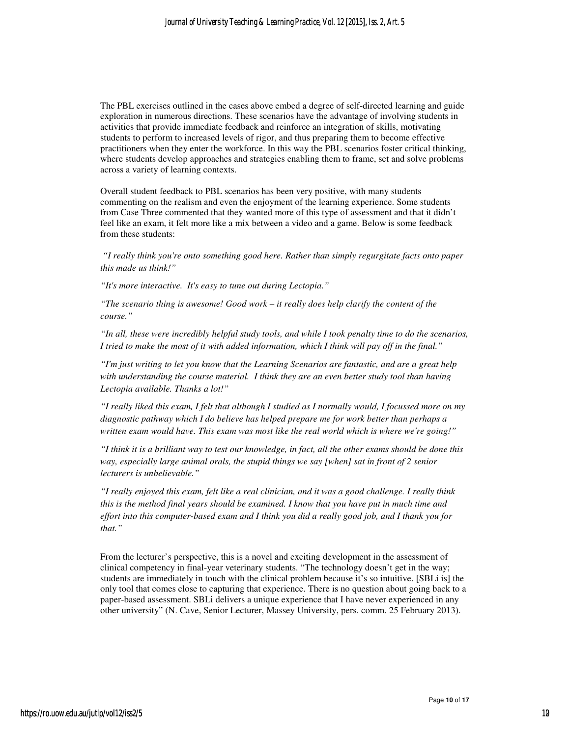The PBL exercises outlined in the cases above embed a degree of self-directed learning and guide exploration in numerous directions. These scenarios have the advantage of involving students in activities that provide immediate feedback and reinforce an integration of skills, motivating students to perform to increased levels of rigor, and thus preparing them to become effective practitioners when they enter the workforce. In this way the PBL scenarios foster critical thinking, where students develop approaches and strategies enabling them to frame, set and solve problems across a variety of learning contexts.

Overall student feedback to PBL scenarios has been very positive, with many students commenting on the realism and even the enjoyment of the learning experience. Some students from Case Three commented that they wanted more of this type of assessment and that it didn't feel like an exam, it felt more like a mix between a video and a game. Below is some feedback from these students:

*"I really think you're onto something good here. Rather than simply regurgitate facts onto paper this made us think!"*

*"It's more interactive. It's easy to tune out during Lectopia."*

*"The scenario thing is awesome! Good work – it really does help clarify the content of the course."*

*"In all, these were incredibly helpful study tools, and while I took penalty time to do the scenarios, I tried to make the most of it with added information, which I think will pay off in the final."*

*"I'm just writing to let you know that the Learning Scenarios are fantastic, and are a great help with understanding the course material. I think they are an even better study tool than having Lectopia available. Thanks a lot!"*

*"I really liked this exam, I felt that although I studied as I normally would, I focussed more on my diagnostic pathway which I do believe has helped prepare me for work better than perhaps a written exam would have. This exam was most like the real world which is where we're going!"*

*"I think it is a brilliant way to test our knowledge, in fact, all the other exams should be done this way, especially large animal orals, the stupid things we say [when] sat in front of 2 senior lecturers is unbelievable."*

*"I really enjoyed this exam, felt like a real clinician, and it was a good challenge. I really think this is the method final years should be examined. I know that you have put in much time and effort into this computer-based exam and I think you did a really good job, and I thank you for that."*

From the lecturer's perspective, this is a novel and exciting development in the assessment of clinical competency in final-year veterinary students. "The technology doesn't get in the way; students are immediately in touch with the clinical problem because it's so intuitive. [SBLi is] the only tool that comes close to capturing that experience. There is no question about going back to a paper-based assessment. SBLi delivers a unique experience that I have never experienced in any other university" (N. Cave, Senior Lecturer, Massey University, pers. comm. 25 February 2013).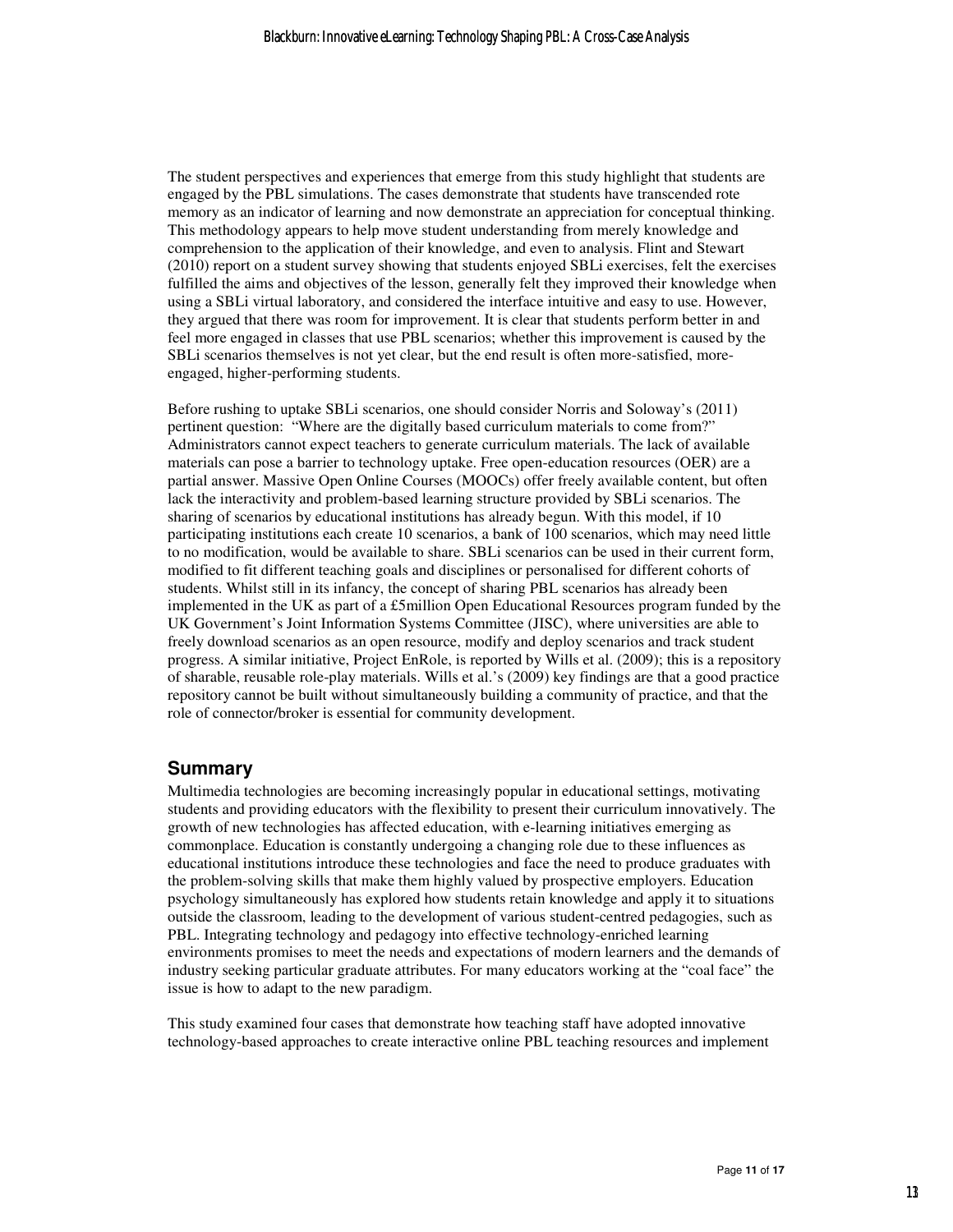The student perspectives and experiences that emerge from this study highlight that students are engaged by the PBL simulations. The cases demonstrate that students have transcended rote memory as an indicator of learning and now demonstrate an appreciation for conceptual thinking. This methodology appears to help move student understanding from merely knowledge and comprehension to the application of their knowledge, and even to analysis. Flint and Stewart (2010) report on a student survey showing that students enjoyed SBLi exercises, felt the exercises fulfilled the aims and objectives of the lesson, generally felt they improved their knowledge when using a SBLi virtual laboratory, and considered the interface intuitive and easy to use. However, they argued that there was room for improvement. It is clear that students perform better in and feel more engaged in classes that use PBL scenarios; whether this improvement is caused by the SBLi scenarios themselves is not yet clear, but the end result is often more-satisfied, more-engaged, higher-performing students.

Before rushing to uptake SBLi scenarios, one should consider Norris and Soloway's (2011) pertinent question: "Where are the digitally based curriculum materials to come from?" Administrators cannot expect teachers to generate curriculum materials. The lack of available materials can pose a barrier to technology uptake. Free open-education resources (OER) are a partial answer. Massive Open Online Courses (MOOCs) offer freely available content, but often lack the interactivity and problem-based learning structure provided by SBLi scenarios. The sharing of scenarios by educational institutions has already begun. With this model, if 10 participating institutions each create 10 scenarios, a bank of 100 scenarios, which may need little to no modification, would be available to share. SBLi scenarios can be used in their current form, modified to fit different teaching goals and disciplines or personalised for different cohorts of students. Whilst still in its infancy, the concept of sharing PBL scenarios has already been implemented in the UK as part of a £5million Open Educational Resources program funded by the UK Government's Joint Information Systems Committee (JISC), where universities are able to freely download scenarios as an open resource, modify and deploy scenarios and track student progress. A similar initiative, Project EnRole, is reported by Wills et al. (2009); this is a repository of sharable, reusable role-play materials. Wills et al.'s (2009) key findings are that a good practice repository cannot be built without simultaneously building a community of practice, and that the role of connector/broker is essential for community development.

## Summary

Multimedia technologies are becoming increasingly popular in educational settings, motivating students and providing educators with the flexibility to present their curriculum innovatively. The growth of new technologies has affected education, with e-learning initiatives emerging as commonplace. Education is constantly undergoing a changing role due to these influences as educational institutions introduce these technologies and face the need to produce graduates with the problem-solving skills that make them highly valued by prospective employers. Education psychology simultaneously has explored how students retain knowledge and apply it to situations outside the classroom, leading to the development of various student-centred pedagogies, such as PBL. Integrating technology and pedagogy into effective technology-enriched learning environments promises to meet the needs and expectations of modern learners and the demands of industry seeking particular graduate attributes. For many educators working at the "coal face" the issue is how to adapt to the new paradigm.

This study examined four cases that demonstrate how teaching staff have adopted innovative technology-based approaches to create interactive online PBL teaching resources and implement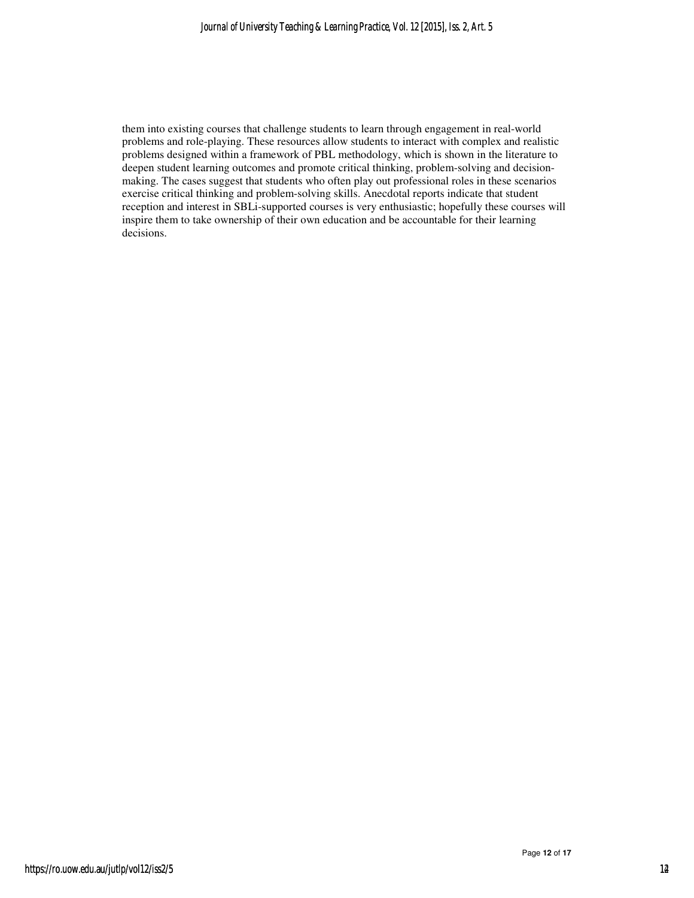them into existing courses that challenge students to learn through engagement in real-world problems and role-playing. These resources allow students to interact with complex and realistic problems designed within a framework of PBL methodology, which is shown in the literature to deepen student learning outcomes and promote critical thinking, problem-solving and decision-making. The cases suggest that students who often play out professional roles in these scenarios exercise critical thinking and problem-solving skills. Anecdotal reports indicate that student reception and interest in SBLi-supported courses is very enthusiastic; hopefully these courses will inspire them to take ownership of their own education and be accountable for their learning decisions.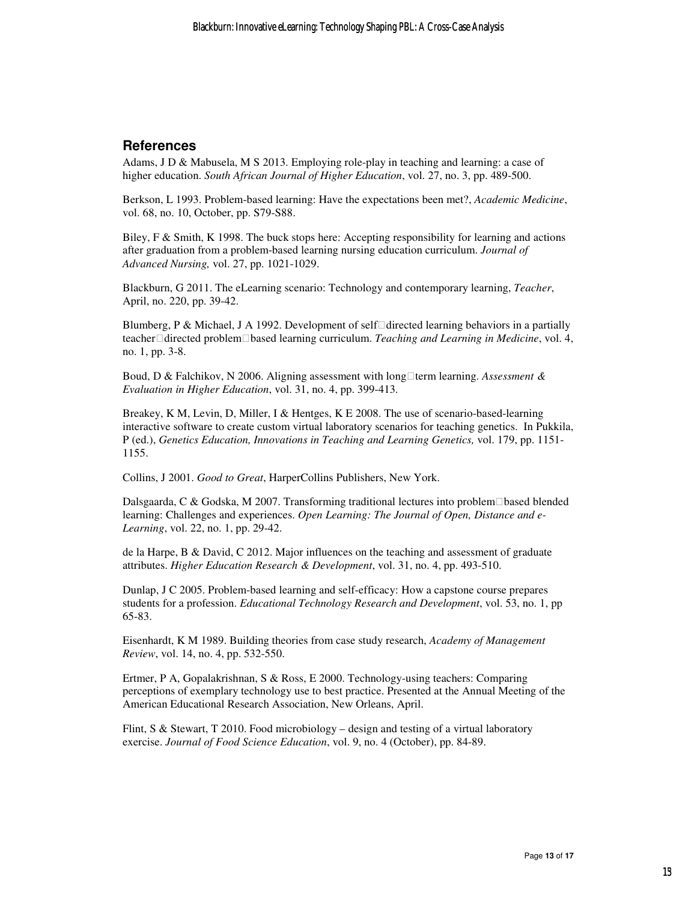## References

Adams, J D & Mabusela, M S 2013. Employing role-play in teaching and learning: a case of higher education. *South African Journal of Higher Education*, vol. 27, no. 3, pp. 489-500.

Berkson, L 1993. Problem-based learning: Have the expectations been met?, *Academic Medicine*, vol. 68, no. 10, October, pp. S79-S88.

Biley, F & Smith, K 1998. The buck stops here: Accepting responsibility for learning and actions after graduation from a problem-based learning nursing education curriculum. *Journal of Advanced Nursing,* vol. 27, pp. 1021-1029.

Blackburn, G 2011. The eLearning scenario: Technology and contemporary learning, *Teacher*, April, no. 220, pp. 39-42.

Blumberg, P & Michael, J A 1992. Development of self□directed learning behaviors in a partially teacher□directed problem□based learning curriculum. *Teaching and Learning in Medicine*, vol. 4, no. 1, pp. 3-8.

Boud, D & Falchikov, N 2006. Aligning assessment with long□term learning. *Assessment & Evaluation in Higher Education*, vol. 31, no. 4, pp. 399-413.

Breakey, K M, Levin, D, Miller, I & Hentges, K E 2008. The use of scenario-based-learning interactive software to create custom virtual laboratory scenarios for teaching genetics. In Pukkila, P (ed.), *Genetics Education, Innovations in Teaching and Learning Genetics,* vol. 179, pp. 1151-1155.

Collins, J 2001. *Good to Great*, HarperCollins Publishers, New York.

Dalsgaarda, C & Godska, M 2007. Transforming traditional lectures into problem□based blended learning: Challenges and experiences. *Open Learning: The Journal of Open, Distance and e-Learning*, vol. 22, no. 1, pp. 29-42.

de la Harpe, B & David, C 2012. Major influences on the teaching and assessment of graduate attributes. *Higher Education Research & Development*, vol. 31, no. 4, pp. 493-510.

Dunlap, J C 2005. Problem-based learning and self-efficacy: How a capstone course prepares students for a profession. *Educational Technology Research and Development*, vol. 53, no. 1, pp 65-83.

Eisenhardt, K M 1989. Building theories from case study research, *Academy of Management Review*, vol. 14, no. 4, pp. 532-550.

Ertmer, P A, Gopalakrishnan, S & Ross, E 2000. Technology-using teachers: Comparing perceptions of exemplary technology use to best practice. Presented at the Annual Meeting of the American Educational Research Association, New Orleans, April.

Flint, S & Stewart, T 2010. Food microbiology – design and testing of a virtual laboratory exercise. *Journal of Food Science Education*, vol. 9, no. 4 (October), pp. 84-89.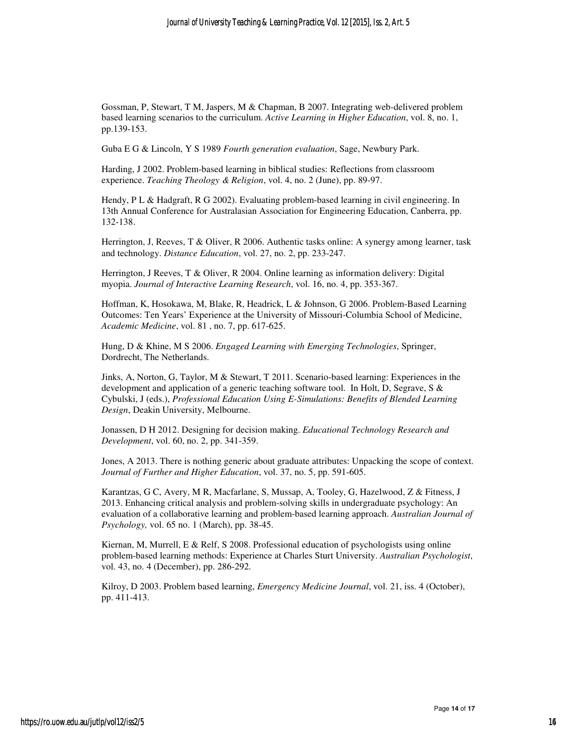Gossman, P, Stewart, T M, Jaspers, M & Chapman, B 2007. Integrating web-delivered problem based learning scenarios to the curriculum. *Active Learning in Higher Education*, vol. 8, no. 1, pp.139-153.

Guba E G & Lincoln, Y S 1989 *Fourth generation evaluation*, Sage, Newbury Park.

Harding, J 2002. Problem-based learning in biblical studies: Reflections from classroom experience. *Teaching Theology & Religion*, vol. 4, no. 2 (June), pp. 89-97.

Hendy, P L & Hadgraft, R G 2002). Evaluating problem-based learning in civil engineering. In 13th Annual Conference for Australasian Association for Engineering Education, Canberra, pp. 132-138.

Herrington, J, Reeves, T & Oliver, R 2006. Authentic tasks online: A synergy among learner, task and technology. *Distance Education*, vol. 27, no. 2, pp. 233-247.

Herrington, J Reeves, T & Oliver, R 2004. Online learning as information delivery: Digital myopia. *Journal of Interactive Learning Research*, vol. 16, no. 4, pp. 353-367.

Hoffman, K, Hosokawa, M, Blake, R, Headrick, L & Johnson, G 2006. Problem-Based Learning Outcomes: Ten Years' Experience at the University of Missouri-Columbia School of Medicine, *Academic Medicine*, vol. 81 , no. 7, pp. 617-625.

Hung, D & Khine, M S 2006. *Engaged Learning with Emerging Technologies*, Springer, Dordrecht, The Netherlands.

Jinks, A, Norton, G, Taylor, M & Stewart, T 2011. Scenario-based learning: Experiences in the development and application of a generic teaching software tool. In Holt, D, Segrave, S & Cybulski, J (eds.), *Professional Education Using E-Simulations: Benefits of Blended Learning Design*, Deakin University, Melbourne.

Jonassen, D H 2012. Designing for decision making. *Educational Technology Research and Development*, vol. 60, no. 2, pp. 341-359.

Jones, A 2013. There is nothing generic about graduate attributes: Unpacking the scope of context. *Journal of Further and Higher Education*, vol. 37, no. 5, pp. 591-605.

Karantzas, G C, Avery, M R, Macfarlane, S, Mussap, A, Tooley, G, Hazelwood, Z & Fitness, J 2013. Enhancing critical analysis and problem-solving skills in undergraduate psychology: An evaluation of a collaborative learning and problem-based learning approach. *Australian Journal of Psychology,* vol. 65 no. 1 (March), pp. 38-45.

Kiernan, M, Murrell, E & Relf, S 2008. Professional education of psychologists using online problem-based learning methods: Experience at Charles Sturt University. *Australian Psychologist*, vol. 43, no. 4 (December), pp. 286-292.

Kilroy, D 2003. Problem based learning, *Emergency Medicine Journal*, vol. 21, iss. 4 (October), pp. 411-413.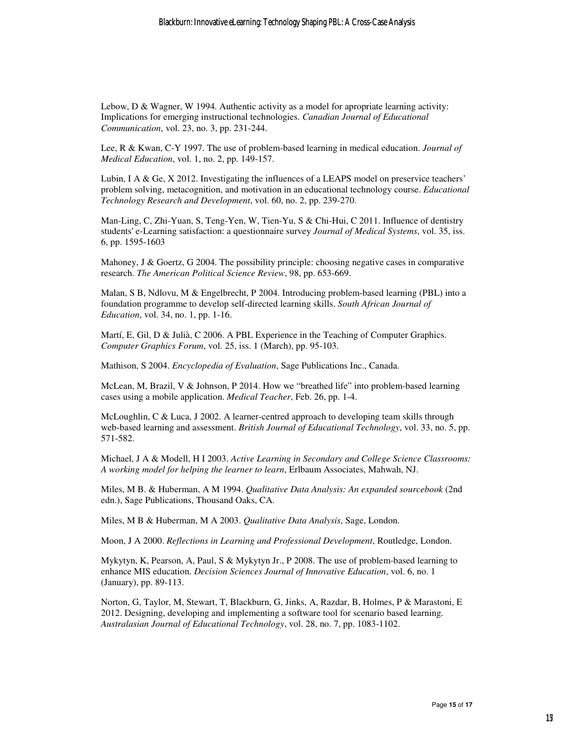Lebow, D & Wagner, W 1994. Authentic activity as a model for apropriate learning activity: Implications for emerging instructional technologies. *Canadian Journal of Educational Communication*, vol. 23, no. 3, pp. 231-244.

Lee, R & Kwan, C-Y 1997. The use of problem-based learning in medical education. *Journal of Medical Education*, vol. 1, no. 2, pp. 149-157.

Lubin, I A & Ge, X 2012. Investigating the influences of a LEAPS model on preservice teachers' problem solving, metacognition, and motivation in an educational technology course. *Educational Technology Research and Development*, vol. 60, no. 2, pp. 239-270.

Man-Ling, C, Zhi-Yuan, S, Teng-Yen, W, Tien-Yu, S & Chi-Hui, C 2011. Influence of dentistry students' e-Learning satisfaction: a questionnaire survey *Journal of Medical Systems*, vol. 35, iss. 6, pp. 1595-1603

Mahoney, J & Goertz, G 2004. The possibility principle: choosing negative cases in comparative research. *The American Political Science Review*, 98, pp. 653-669.

Malan, S B, Ndlovu, M & Engelbrecht, P 2004. Introducing problem-based learning (PBL) into a foundation programme to develop self-directed learning skills. *South African Journal of Education*, vol. 34, no. 1, pp. 1-16.

Martí, E, Gil, D & Julià, C 2006. A PBL Experience in the Teaching of Computer Graphics. *Computer Graphics Forum*, vol. 25, iss. 1 (March), pp. 95-103.

Mathison, S 2004. *Encyclopedia of Evaluation*, Sage Publications Inc., Canada.

McLean, M, Brazil, V & Johnson, P 2014. How we "breathed life" into problem-based learning cases using a mobile application. *Medical Teacher*, Feb. 26, pp. 1-4.

McLoughlin, C & Luca, J 2002. A learner-centred approach to developing team skills through web-based learning and assessment. *British Journal of Educational Technology*, vol. 33, no. 5, pp. 571-582.

Michael, J A & Modell, H I 2003. *Active Learning in Secondary and College Science Classrooms: A working model for helping the learner to learn*, Erlbaum Associates, Mahwah, NJ.

Miles, M B. & Huberman, A M 1994. *Qualitative Data Analysis: An expanded sourcebook* (2nd edn.), Sage Publications, Thousand Oaks, CA.

Miles, M B & Huberman, M A 2003. *Qualitative Data Analysis*, Sage, London.

Moon, J A 2000. *Reflections in Learning and Professional Development*, Routledge, London.

Mykytyn, K, Pearson, A, Paul, S & Mykytyn Jr., P 2008. The use of problem-based learning to enhance MIS education. *Decision Sciences Journal of Innovative Education*, vol. 6, no. 1 (January), pp. 89-113.

Norton, G, Taylor, M, Stewart, T, Blackburn, G, Jinks, A, Razdar, B, Holmes, P & Marastoni, E 2012. Designing, developing and implementing a software tool for scenario based learning. *Australasian Journal of Educational Technology*, vol. 28, no. 7, pp. 1083-1102.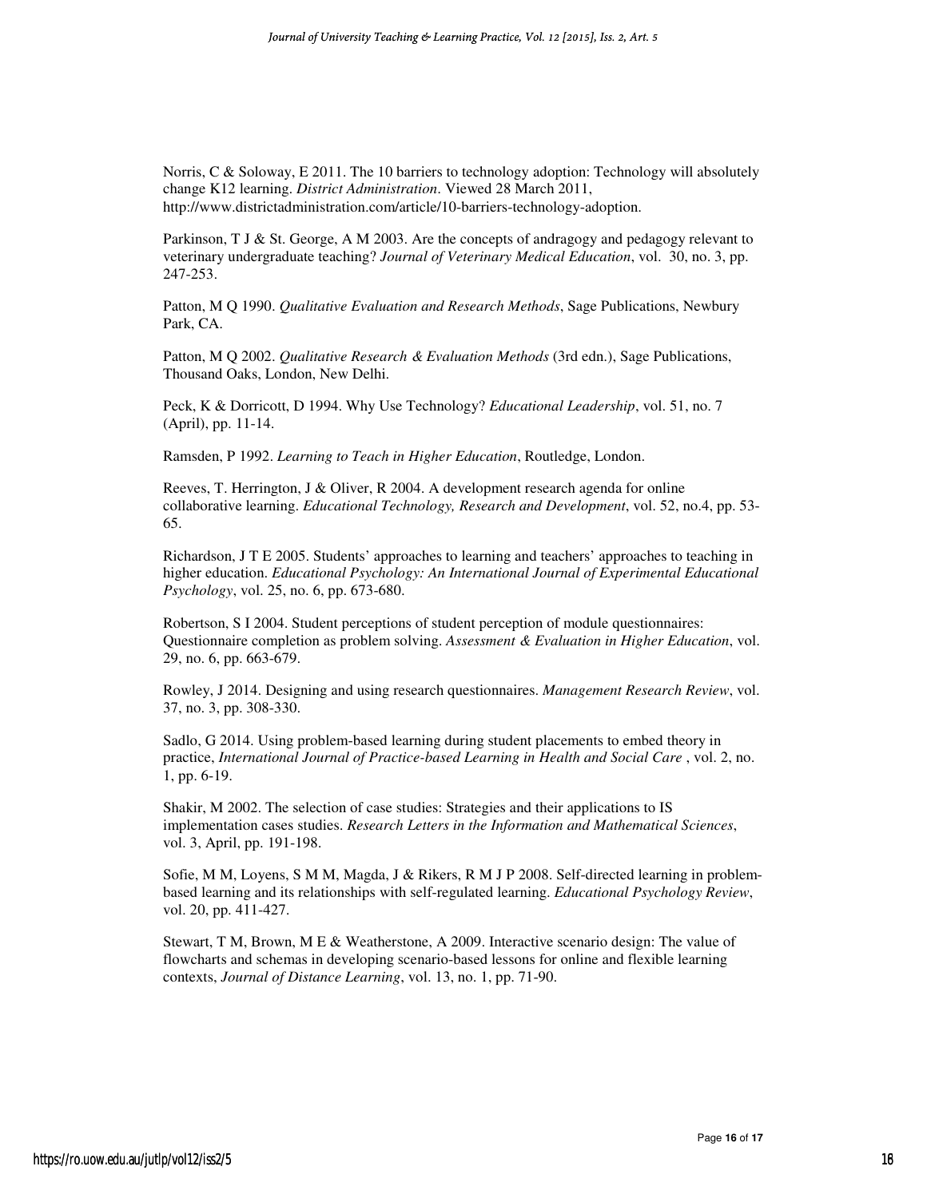Norris, C & Soloway, E 2011. The 10 barriers to technology adoption: Technology will absolutely change K12 learning. *District Administration*. Viewed 28 March 2011, http://www.districtadministration.com/article/10-barriers-technology-adoption.

Parkinson, T J & St. George, A M 2003. Are the concepts of andragogy and pedagogy relevant to veterinary undergraduate teaching? *Journal of Veterinary Medical Education*, vol. 30, no. 3, pp. 247-253.

Patton, M Q 1990. *Qualitative Evaluation and Research Methods*, Sage Publications, Newbury Park, CA.

Patton, M Q 2002. *Qualitative Research & Evaluation Methods* (3rd edn.), Sage Publications, Thousand Oaks, London, New Delhi.

Peck, K & Dorricott, D 1994. Why Use Technology? *Educational Leadership*, vol. 51, no. 7 (April), pp. 11-14.

Ramsden, P 1992. *Learning to Teach in Higher Education*, Routledge, London.

Reeves, T. Herrington, J & Oliver, R 2004. A development research agenda for online collaborative learning. *Educational Technology, Research and Development*, vol. 52, no.4, pp. 53-65.

Richardson, J T E 2005. Students' approaches to learning and teachers' approaches to teaching in higher education. *Educational Psychology: An International Journal of Experimental Educational Psychology*, vol. 25, no. 6, pp. 673-680.

Robertson, S I 2004. Student perceptions of student perception of module questionnaires: Questionnaire completion as problem solving. *Assessment & Evaluation in Higher Education*, vol. 29, no. 6, pp. 663-679.

Rowley, J 2014. Designing and using research questionnaires. *Management Research Review*, vol. 37, no. 3, pp. 308-330.

Sadlo, G 2014. Using problem-based learning during student placements to embed theory in practice, *International Journal of Practice-based Learning in Health and Social Care* , vol. 2, no. 1, pp. 6-19.

Shakir, M 2002. The selection of case studies: Strategies and their applications to IS implementation cases studies. *Research Letters in the Information and Mathematical Sciences*, vol. 3, April, pp. 191-198.

Sofie, M M, Loyens, S M M, Magda, J & Rikers, R M J P 2008. Self-directed learning in problem-based learning and its relationships with self-regulated learning. *Educational Psychology Review*, vol. 20, pp. 411-427.

Stewart, T M, Brown, M E & Weatherstone, A 2009. Interactive scenario design: The value of flowcharts and schemas in developing scenario-based lessons for online and flexible learning contexts, *Journal of Distance Learning*, vol. 13, no. 1, pp. 71-90.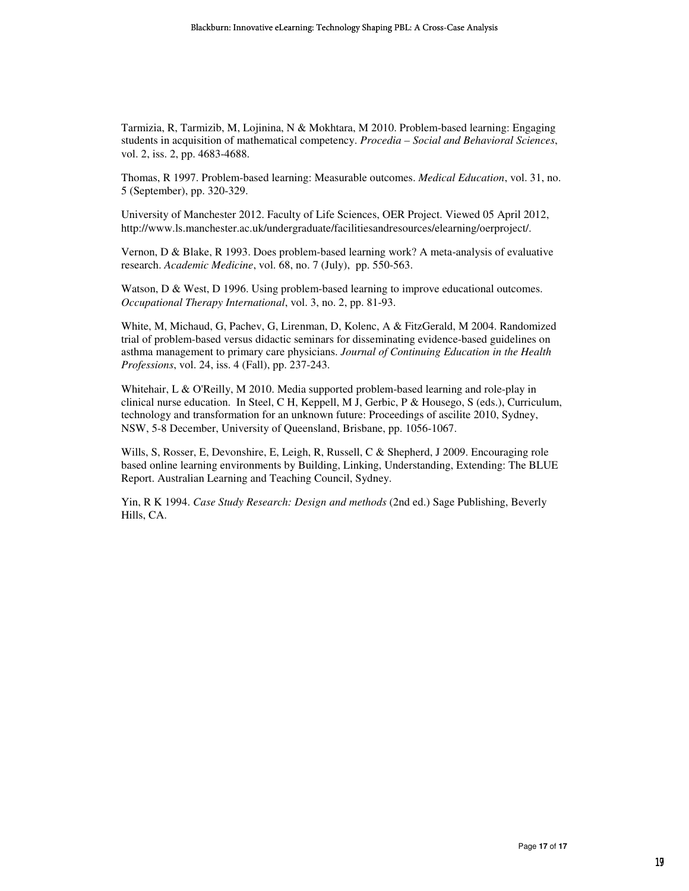Tarmizia, R, Tarmizib, M, Lojinina, N & Mokhtara, M 2010. Problem-based learning: Engaging students in acquisition of mathematical competency. *Procedia – Social and Behavioral Sciences*, vol. 2, iss. 2, pp. 4683-4688.

Thomas, R 1997. Problem-based learning: Measurable outcomes. *Medical Education*, vol. 31, no. 5 (September), pp. 320-329.

University of Manchester 2012. Faculty of Life Sciences, OER Project. Viewed 05 April 2012, http://www.ls.manchester.ac.uk/undergraduate/facilitiesandresources/elearning/oerproject/.

Vernon, D & Blake, R 1993. Does problem-based learning work? A meta-analysis of evaluative research. *Academic Medicine*, vol. 68, no. 7 (July), pp. 550-563.

Watson, D & West, D 1996. Using problem-based learning to improve educational outcomes. *Occupational Therapy International*, vol. 3, no. 2, pp. 81-93.

White, M, Michaud, G, Pachev, G, Lirenman, D, Kolenc, A & FitzGerald, M 2004. Randomized trial of problem-based versus didactic seminars for disseminating evidence-based guidelines on asthma management to primary care physicians. *Journal of Continuing Education in the Health Professions*, vol. 24, iss. 4 (Fall), pp. 237-243.

Whitehair, L & O'Reilly, M 2010. Media supported problem-based learning and role-play in clinical nurse education. In Steel, C H, Keppell, M J, Gerbic, P & Housego, S (eds.), Curriculum, technology and transformation for an unknown future: Proceedings of ascilite 2010, Sydney, NSW, 5-8 December, University of Queensland, Brisbane, pp. 1056-1067.

Wills, S, Rosser, E, Devonshire, E, Leigh, R, Russell, C & Shepherd, J 2009. Encouraging role based online learning environments by Building, Linking, Understanding, Extending: The BLUE Report. Australian Learning and Teaching Council, Sydney.

Yin, R K 1994. *Case Study Research: Design and methods* (2nd ed.) Sage Publishing, Beverly Hills, CA.